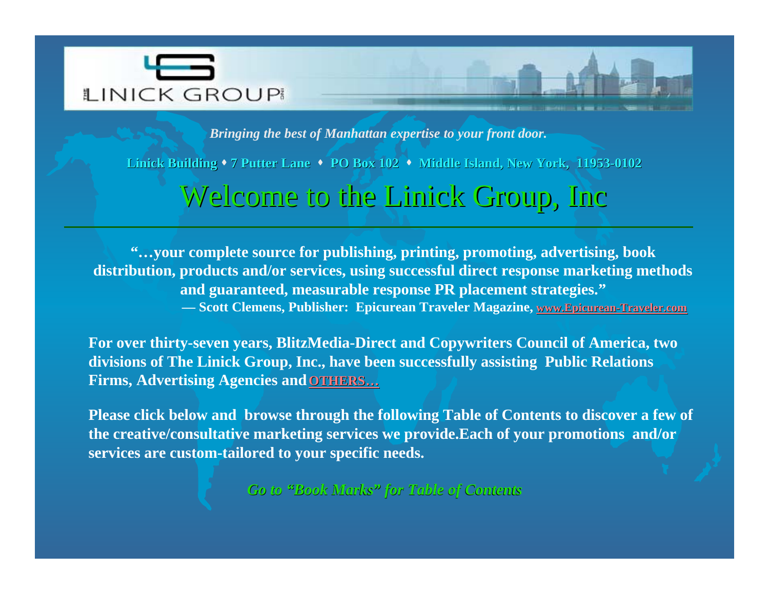THE LINICK GROUP INC

*Bringing the best of Manhattan expertise to your front door.*

**Linick Building ♦ 7 Putter Lane ♦ PO Box 102 ♦ Middle Island, New York, 11953-0102**

# Welcome to the Linick Group, Inc

**"…your complete source for publishing, printing, promoting, advertising, book distribution, products and/or services, using successful direct response marketing methods and guaranteed, measurable response PR placement strategies."**
**— Scott Clemens, Publisher: Epicurean Traveler Magazine, www.Epicurean-Traveler.com**

**For over thirty-seven years, BlitzMedia-Direct and Copywriters Council of America, two divisions of The Linick Group, Inc., have been successfully assisting Public Relations Firms, Advertising Agencies and OTHERS…**

**Please click below and browse through the following Table of Contents to discover a few of the creative/consultative marketing services we provide.Each of your promotions and/or services are custom-tailored to your specific needs.**

*Go to "Book Marks" for Table of Contents*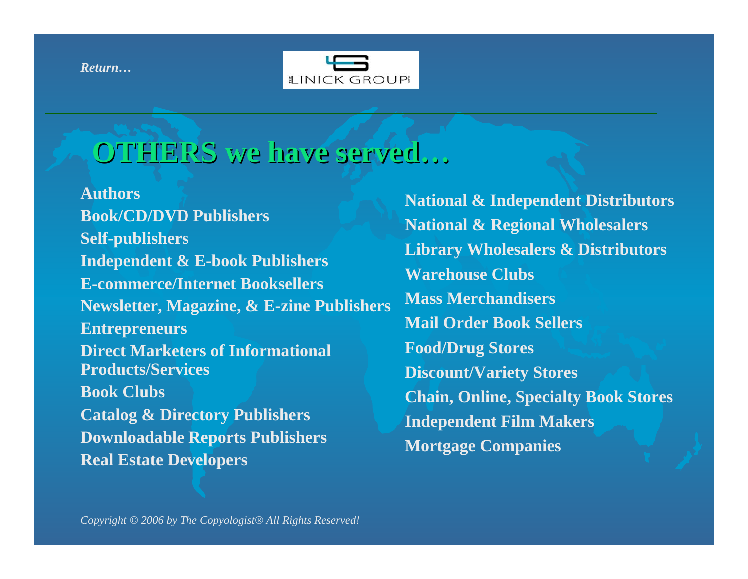*Return…*

LINICK GROUP

# OTHERS we have served…

**Authors**
**Book/CD/DVD Publishers**
**Self-publishers**
**Independent & E-book Publishers**
**E-commerce/Internet Booksellers**
**Newsletter, Magazine, & E-zine Publishers**
**Entrepreneurs**
**Direct Marketers of Informational Products/Services**
**Book Clubs**
**Catalog & Directory Publishers**
**Downloadable Reports Publishers**
**Real Estate Developers**

**National & Independent Distributors**
**National & Regional Wholesalers**
**Library Wholesalers & Distributors**
**Warehouse Clubs**
**Mass Merchandisers**
**Mail Order Book Sellers**
**Food/Drug Stores**
**Discount/Variety Stores**
**Chain, Online, Specialty Book Stores**
**Independent Film Makers**
**Mortgage Companies**

*Copyright © 2006 by The Copyologist® All Rights Reserved!*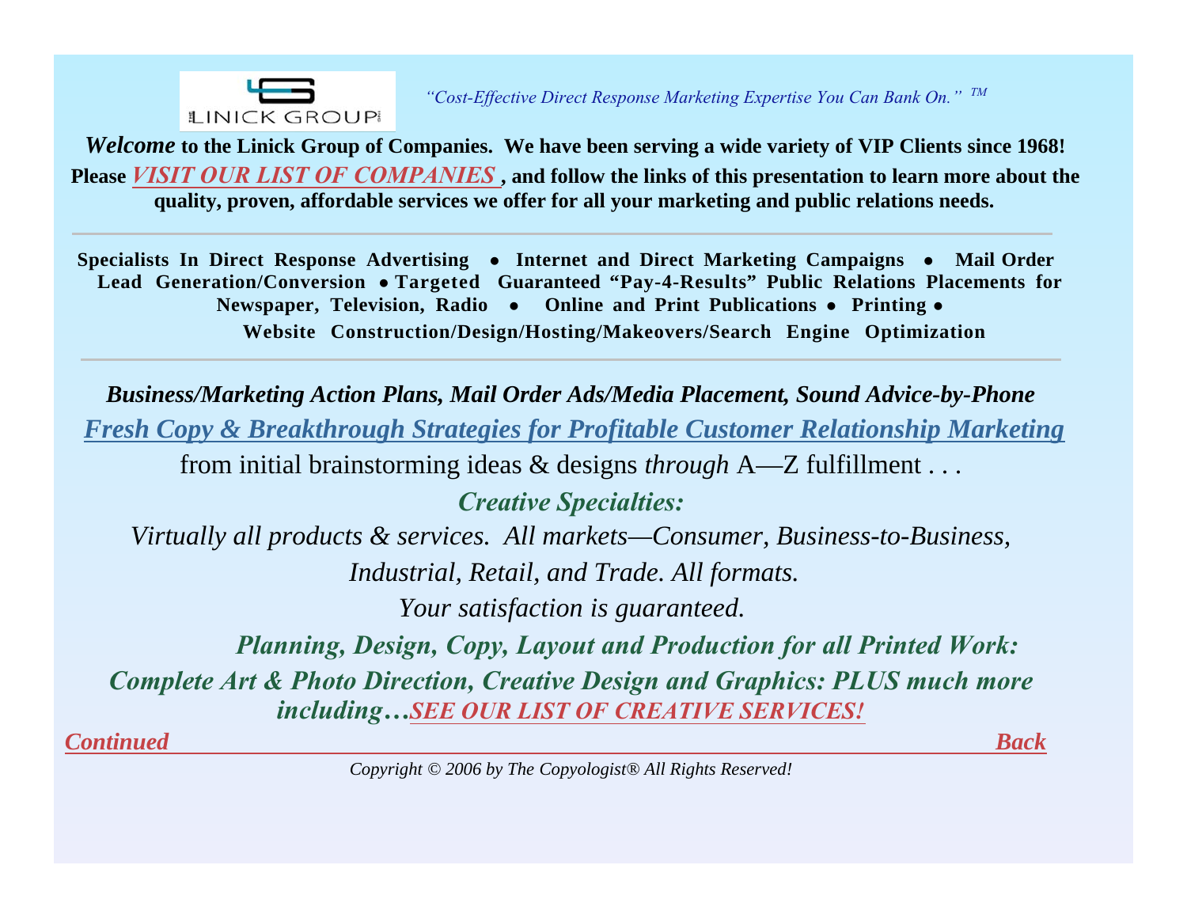LINICK GROUP

*"Cost-Effective Direct Response Marketing Expertise You Can Bank On."* TM

***Welcome*** **to the Linick Group of Companies. We have been serving a wide variety of VIP Clients since 1968!**

**Please *VISIT OUR LIST OF COMPANIES* , and follow the links of this presentation to learn more about the quality, proven, affordable services we offer for all your marketing and public relations needs.**

---

**Specialists In Direct Response Advertising • Internet and Direct Marketing Campaigns • Mail Order Lead Generation/Conversion • Targeted Guaranteed "Pay-4-Results" Public Relations Placements for Newspaper, Television, Radio • Online and Print Publications • Printing • Website Construction/Design/Hosting/Makeovers/Search Engine Optimization**

---

***Business/Marketing Action Plans, Mail Order Ads/Media Placement, Sound Advice-by-Phone***

***Fresh Copy & Breakthrough Strategies for Profitable Customer Relationship Marketing***

from initial brainstorming ideas & designs *through* A—Z fulfillment . . .

***Creative Specialties:***

*Virtually all products & services. All markets—Consumer, Business-to-Business, Industrial, Retail, and Trade. All formats.*

*Your satisfaction is guaranteed.*

***Planning, Design, Copy, Layout and Production for all Printed Work:***

***Complete Art & Photo Direction, Creative Design and Graphics: PLUS much more including…SEE OUR LIST OF CREATIVE SERVICES!***

***Continued*** ***Back***

*Copyright © 2006 by The Copyologist® All Rights Reserved!*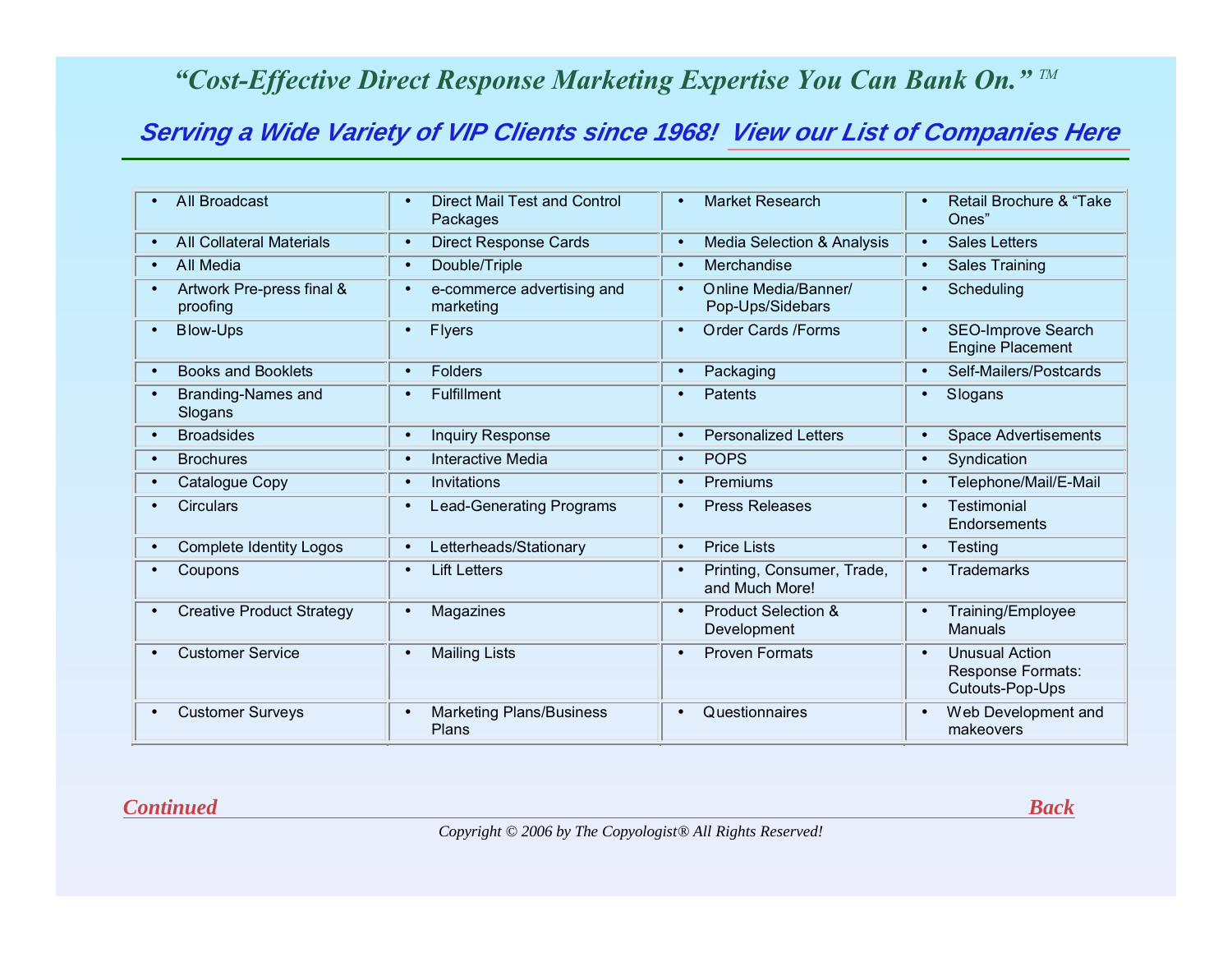*"Cost-Effective Direct Response Marketing Expertise You Can Bank On."* ™

**Serving a Wide Variety of VIP Clients since 1968! View our List of Companies Here**

| | | | |
|---|---|---|---|
| • All Broadcast | • Direct Mail Test and Control Packages | • Market Research | • Retail Brochure & "Take Ones" |
| • All Collateral Materials | • Direct Response Cards | • Media Selection & Analysis | • Sales Letters |
| • All Media | • Double/Triple | • Merchandise | • Sales Training |
| • Artwork Pre-press final & proofing | • e-commerce advertising and marketing | • Online Media/Banner/ Pop-Ups/Sidebars | • Scheduling |
| • Blow-Ups | • Flyers | • Order Cards /Forms | • SEO-Improve Search Engine Placement |
| • Books and Booklets | • Folders | • Packaging | • Self-Mailers/Postcards |
| • Branding-Names and Slogans | • Fulfillment | • Patents | • Slogans |
| • Broadsides | • Inquiry Response | • Personalized Letters | • Space Advertisements |
| • Brochures | • Interactive Media | • POPS | • Syndication |
| • Catalogue Copy | • Invitations | • Premiums | • Telephone/Mail/E-Mail |
| • Circulars | • Lead-Generating Programs | • Press Releases | • Testimonial Endorsements |
| • Complete Identity Logos | • Letterheads/Stationary | • Price Lists | • Testing |
| • Coupons | • Lift Letters | • Printing, Consumer, Trade, and Much More! | • Trademarks |
| • Creative Product Strategy | • Magazines | • Product Selection & Development | • Training/Employee Manuals |
| • Customer Service | • Mailing Lists | • Proven Formats | • Unusual Action Response Formats: Cutouts-Pop-Ups |
| • Customer Surveys | • Marketing Plans/Business Plans | • Questionnaires | • Web Development and makeovers |

*Continued* *Back*

*Copyright © 2006 by The Copyologist® All Rights Reserved!*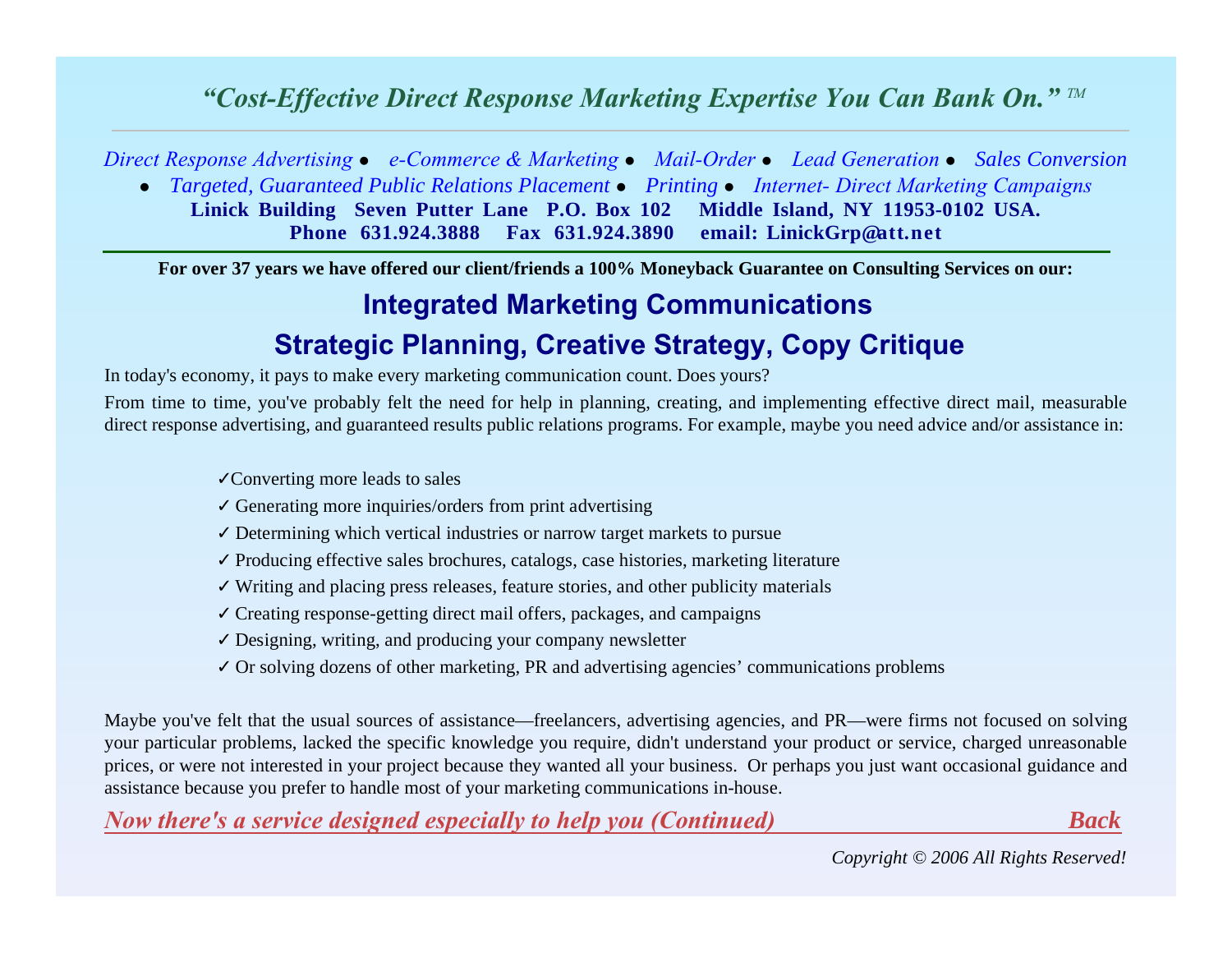*"Cost-Effective Direct Response Marketing Expertise You Can Bank On." ™*

*Direct Response Advertising ● e-Commerce & Marketing ● Mail-Order ● Lead Generation ● Sales Conversion ● Targeted, Guaranteed Public Relations Placement ● Printing ● Internet- Direct Marketing Campaigns*

**Linick Building Seven Putter Lane P.O. Box 102 Middle Island, NY 11953-0102 USA.**
**Phone 631.924.3888 Fax 631.924.3890 email: LinickGrp@att.net**

---

**For over 37 years we have offered our client/friends a 100% Moneyback Guarantee on Consulting Services on our:**

## Integrated Marketing Communications

## Strategic Planning, Creative Strategy, Copy Critique

In today's economy, it pays to make every marketing communication count. Does yours?

From time to time, you've probably felt the need for help in planning, creating, and implementing effective direct mail, measurable direct response advertising, and guaranteed results public relations programs. For example, maybe you need advice and/or assistance in:

- ✓Converting more leads to sales
- ✓ Generating more inquiries/orders from print advertising
- ✓ Determining which vertical industries or narrow target markets to pursue
- ✓ Producing effective sales brochures, catalogs, case histories, marketing literature
- ✓ Writing and placing press releases, feature stories, and other publicity materials
- ✓ Creating response-getting direct mail offers, packages, and campaigns
- ✓ Designing, writing, and producing your company newsletter
- ✓ Or solving dozens of other marketing, PR and advertising agencies' communications problems

Maybe you've felt that the usual sources of assistance—freelancers, advertising agencies, and PR—were firms not focused on solving your particular problems, lacked the specific knowledge you require, didn't understand your product or service, charged unreasonable prices, or were not interested in your project because they wanted all your business. Or perhaps you just want occasional guidance and assistance because you prefer to handle most of your marketing communications in-house.

***Now there's a service designed especially to help you (Continued)*** ***Back***

*Copyright © 2006 All Rights Reserved!*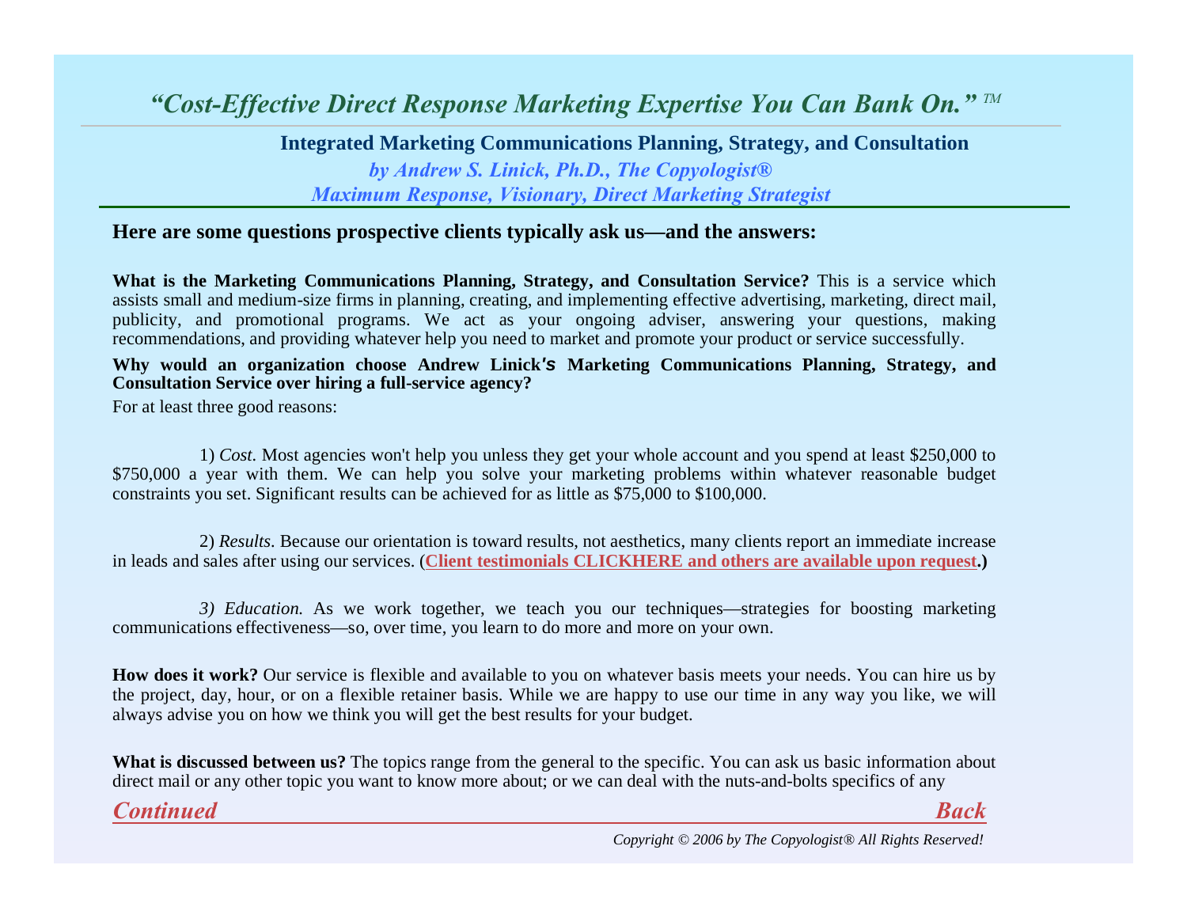*“Cost-Effective Direct Response Marketing Expertise You Can Bank On.” ™*

**Integrated Marketing Communications Planning, Strategy, and Consultation**

*by Andrew S. Linick, Ph.D., The Copyologist®*

*Maximum Response, Visionary, Direct Marketing Strategist*

## Here are some questions prospective clients typically ask us—and the answers:

**What is the Marketing Communications Planning, Strategy, and Consultation Service?** This is a service which assists small and medium-size firms in planning, creating, and implementing effective advertising, marketing, direct mail, publicity, and promotional programs. We act as your ongoing adviser, answering your questions, making recommendations, and providing whatever help you need to market and promote your product or service successfully.

**Why would an organization choose Andrew Linick's Marketing Communications Planning, Strategy, and Consultation Service over hiring a full-service agency?**

For at least three good reasons:

1) *Cost*. Most agencies won't help you unless they get your whole account and you spend at least $250,000 to $750,000 a year with them. We can help you solve your marketing problems within whatever reasonable budget constraints you set. Significant results can be achieved for as little as $75,000 to $100,000.

2) *Results*. Because our orientation is toward results, not aesthetics, many clients report an immediate increase in leads and sales after using our services. (**Client testimonials CLICKHERE and others are available upon request.**)

*3) Education.* As we work together, we teach you our techniques—strategies for boosting marketing communications effectiveness—so, over time, you learn to do more and more on your own.

**How does it work?** Our service is flexible and available to you on whatever basis meets your needs. You can hire us by the project, day, hour, or on a flexible retainer basis. While we are happy to use our time in any way you like, we will always advise you on how we think you will get the best results for your budget.

**What is discussed between us?** The topics range from the general to the specific. You can ask us basic information about direct mail or any other topic you want to know more about; or we can deal with the nuts-and-bolts specifics of any

***Continued*** ***Back***

*Copyright © 2006 by The Copyologist® All Rights Reserved!*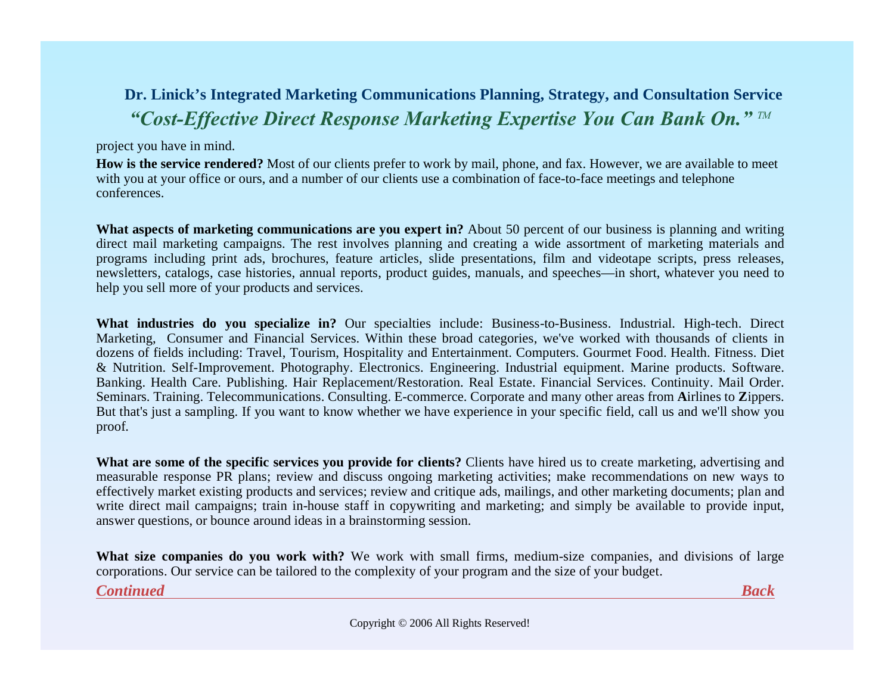project you have in mind.

**How is the service rendered?** Most of our clients prefer to work by mail, phone, and fax. However, we are available to meet with you at your office or ours, and a number of our clients use a combination of face-to-face meetings and telephone conferences.

**What aspects of marketing communications are you expert in?** About 50 percent of our business is planning and writing direct mail marketing campaigns. The rest involves planning and creating a wide assortment of marketing materials and programs including print ads, brochures, feature articles, slide presentations, film and videotape scripts, press releases, newsletters, catalogs, case histories, annual reports, product guides, manuals, and speeches—in short, whatever you need to help you sell more of your products and services.

**What industries do you specialize in?** Our specialties include: Business-to-Business. Industrial. High-tech. Direct Marketing, Consumer and Financial Services. Within these broad categories, we've worked with thousands of clients in dozens of fields including: Travel, Tourism, Hospitality and Entertainment. Computers. Gourmet Food. Health. Fitness. Diet & Nutrition. Self-Improvement. Photography. Electronics. Engineering. Industrial equipment. Marine products. Software. Banking. Health Care. Publishing. Hair Replacement/Restoration. Real Estate. Financial Services. Continuity. Mail Order. Seminars. Training. Telecommunications. Consulting. E-commerce. Corporate and many other areas from **A**irlines to **Z**ippers. But that's just a sampling. If you want to know whether we have experience in your specific field, call us and we'll show you proof.

**What are some of the specific services you provide for clients?** Clients have hired us to create marketing, advertising and measurable response PR plans; review and discuss ongoing marketing activities; make recommendations on new ways to effectively market existing products and services; review and critique ads, mailings, and other marketing documents; plan and write direct mail campaigns; train in-house staff in copywriting and marketing; and simply be available to provide input, answer questions, or bounce around ideas in a brainstorming session.

**What size companies do you work with?** We work with small firms, medium-size companies, and divisions of large corporations. Our service can be tailored to the complexity of your program and the size of your budget.

***Continued*** ***Back***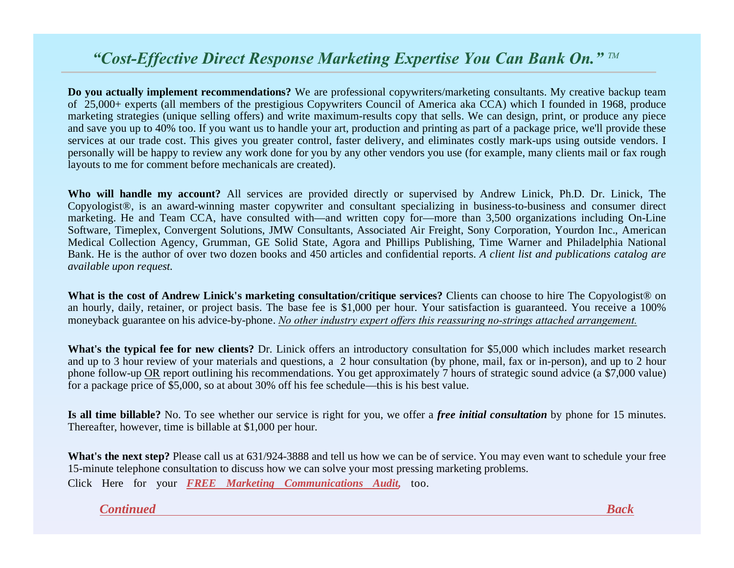## *"Cost-Effective Direct Response Marketing Expertise You Can Bank On."* ™

**Do you actually implement recommendations?** We are professional copywriters/marketing consultants. My creative backup team of 25,000+ experts (all members of the prestigious Copywriters Council of America aka CCA) which I founded in 1968, produce marketing strategies (unique selling offers) and write maximum-results copy that sells. We can design, print, or produce any piece and save you up to 40% too. If you want us to handle your art, production and printing as part of a package price, we'll provide these services at our trade cost. This gives you greater control, faster delivery, and eliminates costly mark-ups using outside vendors. I personally will be happy to review any work done for you by any other vendors you use (for example, many clients mail or fax rough layouts to me for comment before mechanicals are created).

**Who will handle my account?** All services are provided directly or supervised by Andrew Linick, Ph.D. Dr. Linick, The Copyologist®, is an award-winning master copywriter and consultant specializing in business-to-business and consumer direct marketing. He and Team CCA, have consulted with—and written copy for—more than 3,500 organizations including On-Line Software, Timeplex, Convergent Solutions, JMW Consultants, Associated Air Freight, Sony Corporation, Yourdon Inc., American Medical Collection Agency, Grumman, GE Solid State, Agora and Phillips Publishing, Time Warner and Philadelphia National Bank. He is the author of over two dozen books and 450 articles and confidential reports. *A client list and publications catalog are available upon request.*

**What is the cost of Andrew Linick's marketing consultation/critique services?** Clients can choose to hire The Copyologist® on an hourly, daily, retainer, or project basis. The base fee is $1,000 per hour. Your satisfaction is guaranteed. You receive a 100% moneyback guarantee on his advice-by-phone. *No other industry expert offers this reassuring no-strings attached arrangement.*

**What's the typical fee for new clients?** Dr. Linick offers an introductory consultation for $5,000 which includes market research and up to 3 hour review of your materials and questions, a 2 hour consultation (by phone, mail, fax or in-person), and up to 2 hour phone follow-up OR report outlining his recommendations. You get approximately 7 hours of strategic sound advice (a $7,000 value) for a package price of $5,000, so at about 30% off his fee schedule—this is his best value.

**Is all time billable?** No. To see whether our service is right for you, we offer a ***free initial consultation*** by phone for 15 minutes. Thereafter, however, time is billable at $1,000 per hour.

**What's the next step?** Please call us at 631/924-3888 and tell us how we can be of service. You may even want to schedule your free 15-minute telephone consultation to discuss how we can solve your most pressing marketing problems.

Click Here for your ***FREE Marketing Communications Audit,*** too.

*Continued* *Back*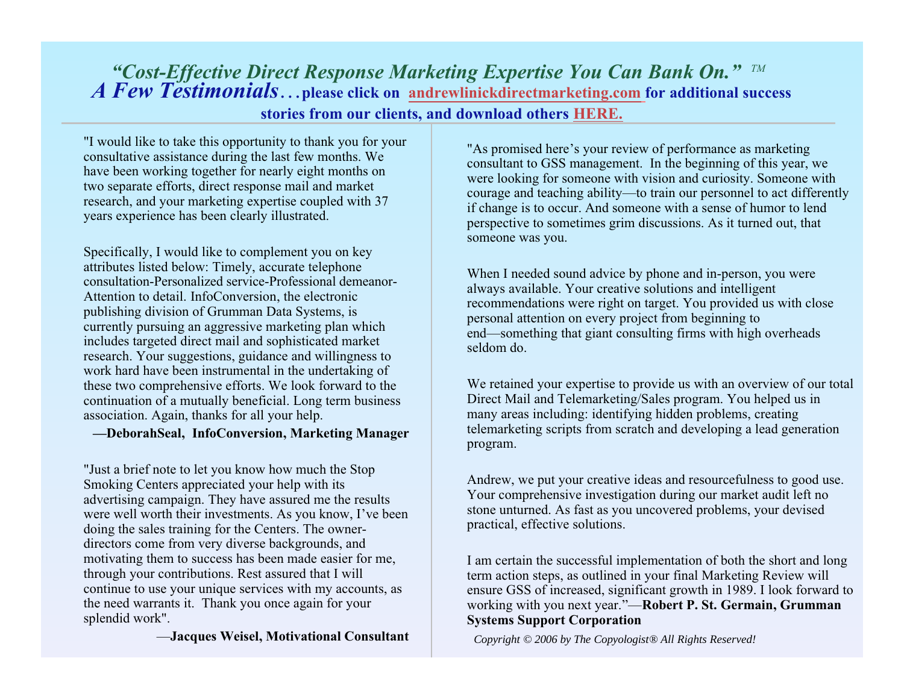## *"Cost-Effective Direct Response Marketing Expertise You Can Bank On."* ™

## *A Few Testimonials*… **please click on andrewlinickdirectmarketing.com for additional success stories from our clients, and download others HERE.**

"I would like to take this opportunity to thank you for your consultative assistance during the last few months. We have been working together for nearly eight months on two separate efforts, direct response mail and market research, and your marketing expertise coupled with 37 years experience has been clearly illustrated.

Specifically, I would like to complement you on key attributes listed below: Timely, accurate telephone consultation-Personalized service-Professional demeanor-Attention to detail. InfoConversion, the electronic publishing division of Grumman Data Systems, is currently pursuing an aggressive marketing plan which includes targeted direct mail and sophisticated market research. Your suggestions, guidance and willingness to work hard have been instrumental in the undertaking of these two comprehensive efforts. We look forward to the continuation of a mutually beneficial. Long term business association. Again, thanks for all your help.

**—DeborahSeal, InfoConversion, Marketing Manager**

"Just a brief note to let you know how much the Stop Smoking Centers appreciated your help with its advertising campaign. They have assured me the results were well worth their investments. As you know, I've been doing the sales training for the Centers. The owner-directors come from very diverse backgrounds, and motivating them to success has been made easier for me, through your contributions. Rest assured that I will continue to use your unique services with my accounts, as the need warrants it. Thank you once again for your splendid work".

—**Jacques Weisel, Motivational Consultant**

"As promised here's your review of performance as marketing consultant to GSS management. In the beginning of this year, we were looking for someone with vision and curiosity. Someone with courage and teaching ability—to train our personnel to act differently if change is to occur. And someone with a sense of humor to lend perspective to sometimes grim discussions. As it turned out, that someone was you.

When I needed sound advice by phone and in-person, you were always available. Your creative solutions and intelligent recommendations were right on target. You provided us with close personal attention on every project from beginning to end—something that giant consulting firms with high overheads seldom do.

We retained your expertise to provide us with an overview of our total Direct Mail and Telemarketing/Sales program. You helped us in many areas including: identifying hidden problems, creating telemarketing scripts from scratch and developing a lead generation program.

Andrew, we put your creative ideas and resourcefulness to good use. Your comprehensive investigation during our market audit left no stone unturned. As fast as you uncovered problems, your devised practical, effective solutions.

I am certain the successful implementation of both the short and long term action steps, as outlined in your final Marketing Review will ensure GSS of increased, significant growth in 1989. I look forward to working with you next year."—**Robert P. St. Germain, Grumman Systems Support Corporation**

*Copyright © 2006 by The Copyologist® All Rights Reserved!*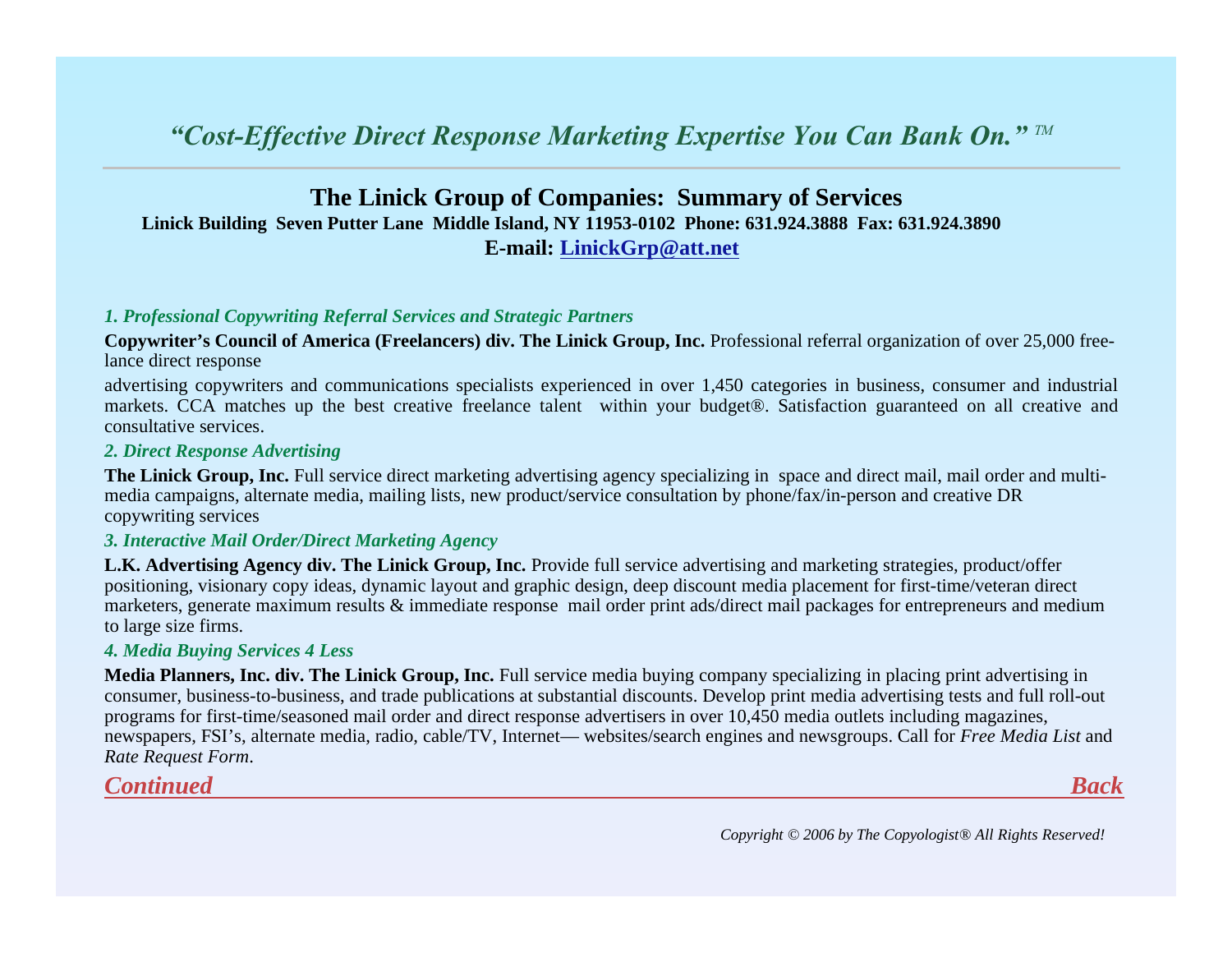*"Cost-Effective Direct Response Marketing Expertise You Can Bank On."* ™

# The Linick Group of Companies: Summary of Services

**Linick Building Seven Putter Lane Middle Island, NY 11953-0102 Phone: 631.924.3888 Fax: 631.924.3890**

**E-mail: LinickGrp@att.net**

### *1. Professional Copywriting Referral Services and Strategic Partners*

**Copywriter's Council of America (Freelancers) div. The Linick Group, Inc.** Professional referral organization of over 25,000 free-lance direct response advertising copywriters and communications specialists experienced in over 1,450 categories in business, consumer and industrial markets. CCA matches up the best creative freelance talent within your budget®. Satisfaction guaranteed on all creative and consultative services.

### *2. Direct Response Advertising*

**The Linick Group, Inc.** Full service direct marketing advertising agency specializing in space and direct mail, mail order and multi-media campaigns, alternate media, mailing lists, new product/service consultation by phone/fax/in-person and creative DR copywriting services

### *3. Interactive Mail Order/Direct Marketing Agency*

**L.K. Advertising Agency div. The Linick Group, Inc.** Provide full service advertising and marketing strategies, product/offer positioning, visionary copy ideas, dynamic layout and graphic design, deep discount media placement for first-time/veteran direct marketers, generate maximum results & immediate response mail order print ads/direct mail packages for entrepreneurs and medium to large size firms.

### *4. Media Buying Services 4 Less*

**Media Planners, Inc. div. The Linick Group, Inc.** Full service media buying company specializing in placing print advertising in consumer, business-to-business, and trade publications at substantial discounts. Develop print media advertising tests and full roll-out programs for first-time/seasoned mail order and direct response advertisers in over 10,450 media outlets including magazines, newspapers, FSI's, alternate media, radio, cable/TV, Internet— websites/search engines and newsgroups. Call for *Free Media List* and *Rate Request Form*.

*Continued* *Back*

*Copyright © 2006 by The Copyologist® All Rights Reserved!*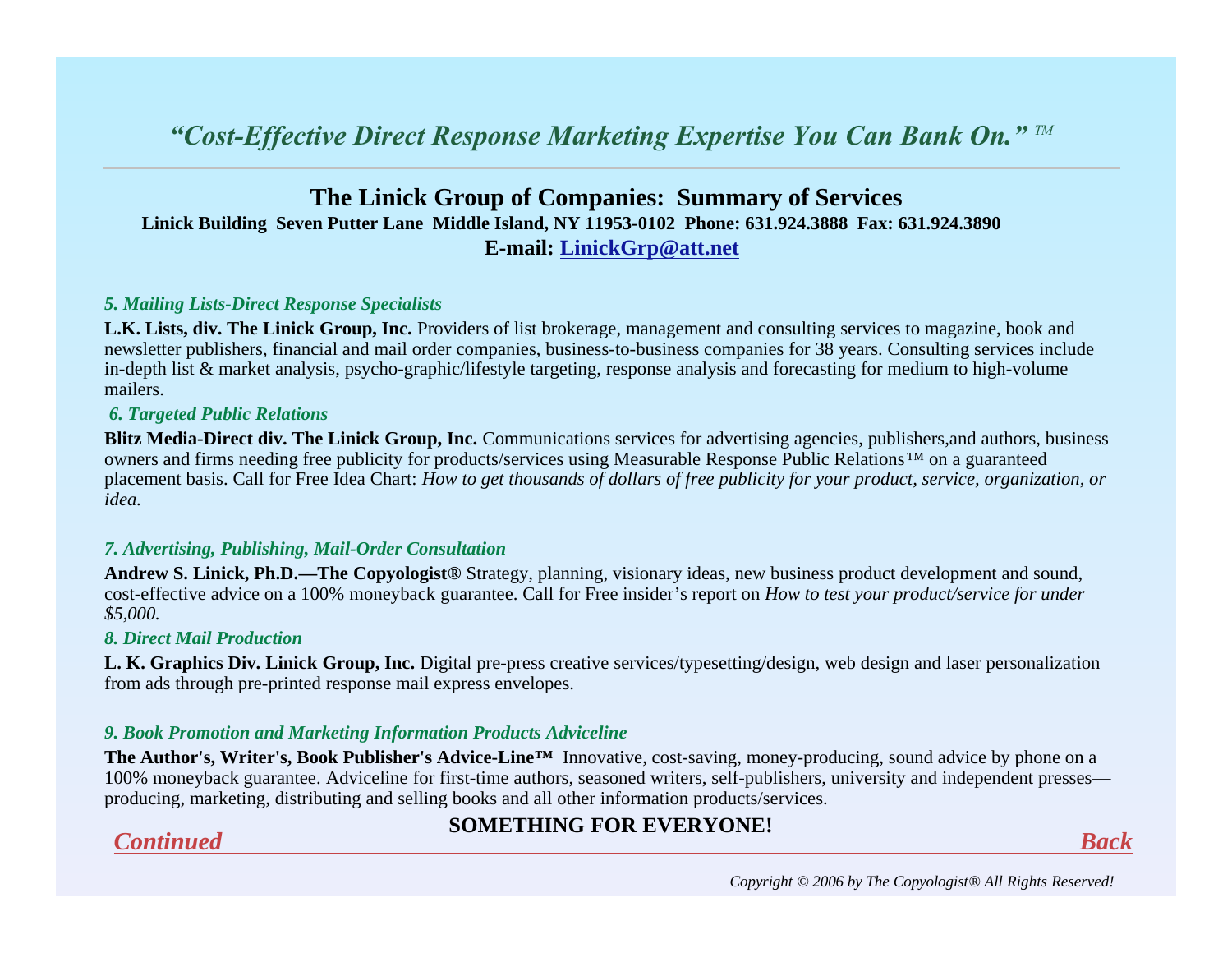*“Cost-Effective Direct Response Marketing Expertise You Can Bank On.”* ™

# The Linick Group of Companies: Summary of Services

**Linick Building Seven Putter Lane Middle Island, NY 11953-0102 Phone: 631.924.3888 Fax: 631.924.3890**

**E-mail: LinickGrp@att.net**

### *5. Mailing Lists-Direct Response Specialists*

**L.K. Lists, div. The Linick Group, Inc.** Providers of list brokerage, management and consulting services to magazine, book and newsletter publishers, financial and mail order companies, business-to-business companies for 38 years. Consulting services include in-depth list & market analysis, psycho-graphic/lifestyle targeting, response analysis and forecasting for medium to high-volume mailers.

### *6. Targeted Public Relations*

**Blitz Media-Direct div. The Linick Group, Inc.** Communications services for advertising agencies, publishers,and authors, business owners and firms needing free publicity for products/services using Measurable Response Public Relations™ on a guaranteed placement basis. Call for Free Idea Chart: *How to get thousands of dollars of free publicity for your product, service, organization, or idea.*

### *7. Advertising, Publishing, Mail-Order Consultation*

**Andrew S. Linick, Ph.D.—The Copyologist®** Strategy, planning, visionary ideas, new business product development and sound, cost-effective advice on a 100% moneyback guarantee. Call for Free insider’s report on *How to test your product/service for under $5,000.*

### *8. Direct Mail Production*

**L. K. Graphics Div. Linick Group, Inc.** Digital pre-press creative services/typesetting/design, web design and laser personalization from ads through pre-printed response mail express envelopes.

### *9. Book Promotion and Marketing Information Products Adviceline*

**The Author's, Writer's, Book Publisher's Advice-Line™** Innovative, cost-saving, money-producing, sound advice by phone on a 100% moneyback guarantee. Adviceline for first-time authors, seasoned writers, self-publishers, university and independent presses—producing, marketing, distributing and selling books and all other information products/services.

**SOMETHING FOR EVERYONE!**

*Continued* *Back*

*Copyright © 2006 by The Copyologist® All Rights Reserved!*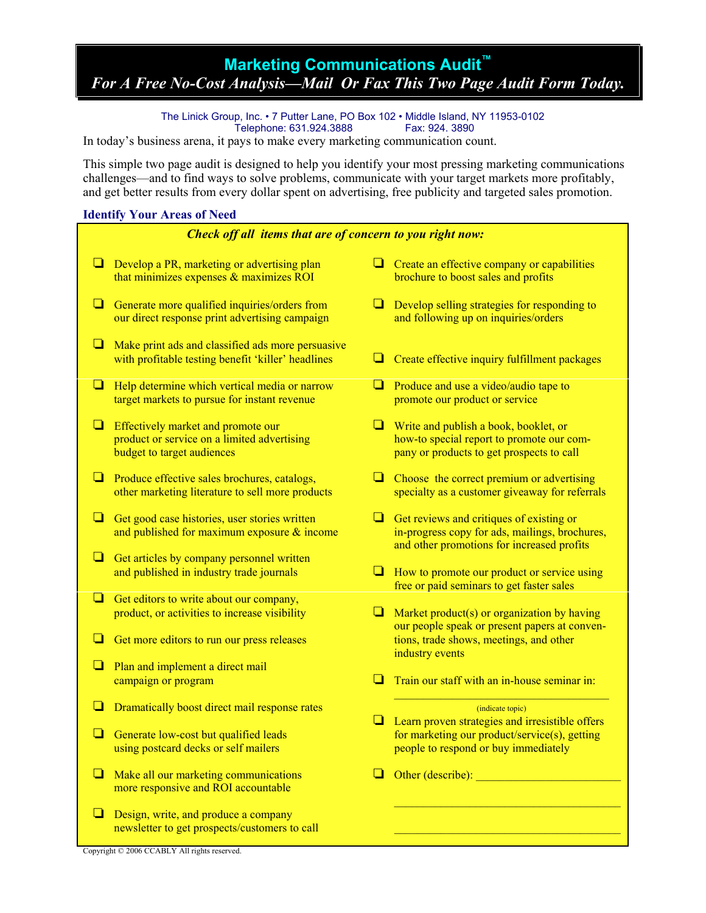# Marketing Communications Audit™

***For A Free No-Cost Analysis—Mail Or Fax This Two Page Audit Form Today.***

The Linick Group, Inc. • 7 Putter Lane, PO Box 102 • Middle Island, NY 11953-0102
Telephone: 631.924.3888 Fax: 924. 3890

In today's business arena, it pays to make every marketing communication count.

This simple two page audit is designed to help you identify your most pressing marketing communications challenges—and to find ways to solve problems, communicate with your target markets more profitably, and get better results from every dollar spent on advertising, free publicity and targeted sales promotion.

### Identify Your Areas of Need

***Check off all items that are of concern to you right now:***

- ❑ Develop a PR, marketing or advertising plan that minimizes expenses & maximizes ROI
- ❑ Generate more qualified inquiries/orders from our direct response print advertising campaign
- ❑ Make print ads and classified ads more persuasive with profitable testing benefit 'killer' headlines
- ❑ Help determine which vertical media or narrow target markets to pursue for instant revenue
- ❑ Effectively market and promote our product or service on a limited advertising budget to target audiences
- ❑ Produce effective sales brochures, catalogs, other marketing literature to sell more products
- ❑ Get good case histories, user stories written and published for maximum exposure & income
- ❑ Get articles by company personnel written and published in industry trade journals
- ❑ Get editors to write about our company, product, or activities to increase visibility
- ❑ Get more editors to run our press releases
- ❑ Plan and implement a direct mail campaign or program
- ❑ Dramatically boost direct mail response rates
- ❑ Generate low-cost but qualified leads using postcard decks or self mailers
- ❑ Make all our marketing communications more responsive and ROI accountable
- ❑ Design, write, and produce a company newsletter to get prospects/customers to call
- ❑ Create an effective company or capabilities brochure to boost sales and profits
- ❑ Develop selling strategies for responding to and following up on inquiries/orders
- ❑ Create effective inquiry fulfillment packages
- ❑ Produce and use a video/audio tape to promote our product or service
- ❑ Write and publish a book, booklet, or how-to special report to promote our company or products to get prospects to call
- ❑ Choose the correct premium or advertising specialty as a customer giveaway for referrals
- ❑ Get reviews and critiques of existing or in-progress copy for ads, mailings, brochures, and other promotions for increased profits
- ❑ How to promote our product or service using free or paid seminars to get faster sales
- ❑ Market product(s) or organization by having our people speak or present papers at conventions, trade shows, meetings, and other industry events
- ❑ Train our staff with an in-house seminar in: ______________________________ (indicate topic)
- ❑ Learn proven strategies and irresistible offers for marketing our product/service(s), getting people to respond or buy immediately
- ❑ Other (describe): ______________________________

______________________________

______________________________

Copyright © 2006 CCABLY All rights reserved.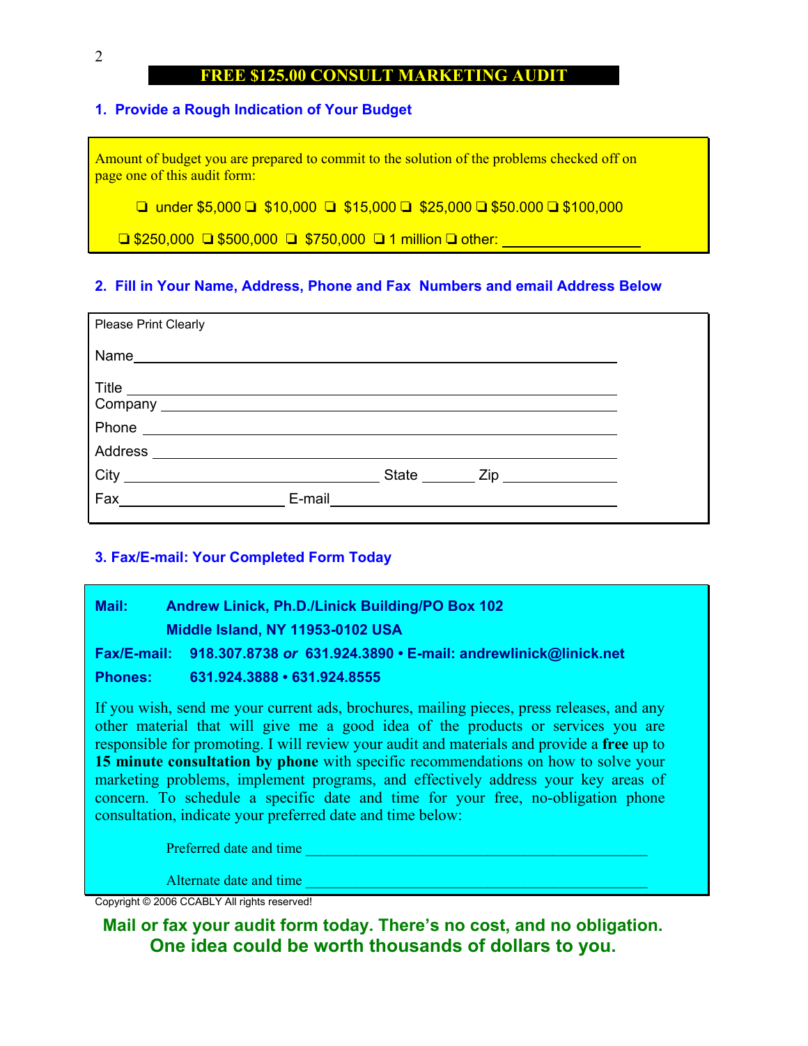## FREE $125.00 CONSULT MARKETING AUDIT

### 1. Provide a Rough Indication of Your Budget

Amount of budget you are prepared to commit to the solution of the problems checked off on page one of this audit form:

❏ under $5,000 ❏ $10,000 ❏ $15,000 ❏ $25,000 ❏ $50.000 ❏ $100,000

❏ $250,000 ❏ $500,000 ❏ $750,000 ❏ 1 million ❏ other: ________________

### 2. Fill in Your Name, Address, Phone and Fax Numbers and email Address Below

Please Print Clearly

Name ______________________________________________

Title ______________________________________________

Company ______________________________________________

Phone ______________________________________________

Address ______________________________________________

City ________________________ State ______ Zip ____________

Fax ________________ E-mail ________________________

### 3. Fax/E-mail: Your Completed Form Today

**Mail:** **Andrew Linick, Ph.D./Linick Building/PO Box 102**
**Middle Island, NY 11953-0102 USA**

**Fax/E-mail:** **918.307.8738** ***or*** **631.924.3890 • E-mail: andrewlinick@linick.net**

**Phones:** **631.924.3888 • 631.924.8555**

If you wish, send me your current ads, brochures, mailing pieces, press releases, and any other material that will give me a good idea of the products or services you are responsible for promoting. I will review your audit and materials and provide a **free** up to **15 minute consultation by phone** with specific recommendations on how to solve your marketing problems, implement programs, and effectively address your key areas of concern. To schedule a specific date and time for your free, no-obligation phone consultation, indicate your preferred date and time below:

Preferred date and time ______________________________________________

Alternate date and time ______________________________________________

Copyright © 2006 CCABLY All rights reserved!

**Mail or fax your audit form today. There's no cost, and no obligation. One idea could be worth thousands of dollars to you.**